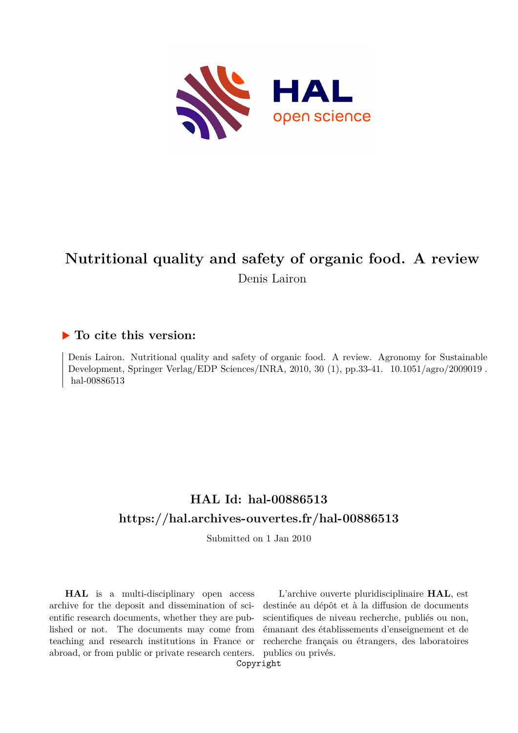# Nutritional quality and safety of organic food. A review

Denis Lairon

## ▶ To cite this version:

Denis Lairon. Nutritional quality and safety of organic food. A review. Agronomy for Sustainable Development, Springer Verlag/EDP Sciences/INRA, 2010, 30 (1), pp.33-41. 10.1051/agro/2009019 . hal-00886513

## HAL Id: hal-00886513

## https://hal.archives-ouvertes.fr/hal-00886513

Submitted on 1 Jan 2010

**HAL** is a multi-disciplinary open access archive for the deposit and dissemination of scientific research documents, whether they are published or not. The documents may come from teaching and research institutions in France or abroad, or from public or private research centers.

L'archive ouverte pluridisciplinaire **HAL**, est destinée au dépôt et à la diffusion de documents scientifiques de niveau recherche, publiés ou non, émanant des établissements d'enseignement et de recherche français ou étrangers, des laboratoires publics ou privés.

Copyright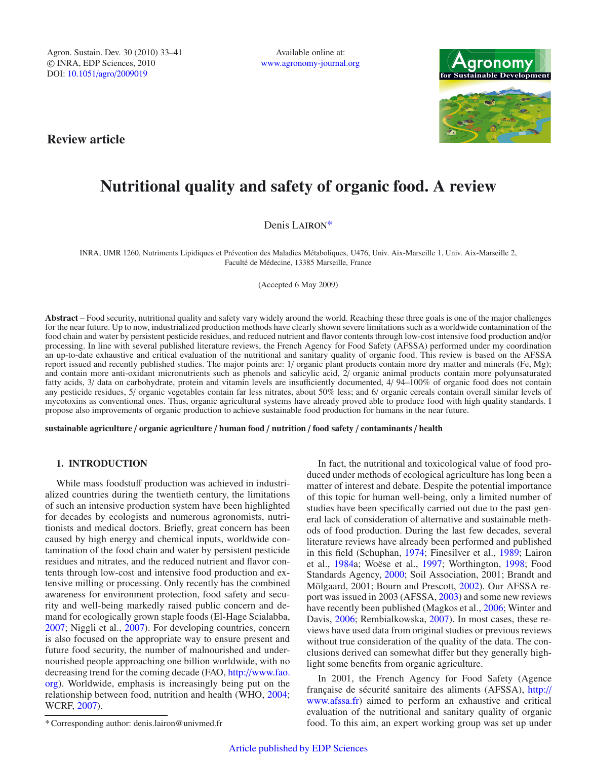Review article

# Nutritional quality and safety of organic food. A review

Denis LAIRON*

INRA, UMR 1260, Nutriments Lipidiques et Prévention des Maladies Métaboliques, U476, Univ. Aix-Marseille 1, Univ. Aix-Marseille 2, Faculté de Médecine, 13385 Marseille, France

(Accepted 6 May 2009)

**Abstract** – Food security, nutritional quality and safety vary widely around the world. Reaching these three goals is one of the major challenges for the near future. Up to now, industrialized production methods have clearly shown severe limitations such as a worldwide contamination of the food chain and water by persistent pesticide residues, and reduced nutrient and flavor contents through low-cost intensive food production and/or processing. In line with several published literature reviews, the French Agency for Food Safety (AFSSA) performed under my coordination an up-to-date exhaustive and critical evaluation of the nutritional and sanitary quality of organic food. This review is based on the AFSSA report issued and recently published studies. The major points are: 1/ organic plant products contain more dry matter and minerals (Fe, Mg); and contain more anti-oxidant micronutrients such as phenols and salicylic acid, 2/ organic animal products contain more polyunsaturated fatty acids, 3/ data on carbohydrate, protein and vitamin levels are insufficiently documented, 4/ 94–100% of organic food does not contain any pesticide residues, 5/ organic vegetables contain far less nitrates, about 50% less; and 6/ organic cereals contain overall similar levels of mycotoxins as conventional ones. Thus, organic agricultural systems have already proved able to produce food with high quality standards. I propose also improvements of organic production to achieve sustainable food production for humans in the near future.

**sustainable agriculture / organic agriculture / human food / nutrition / food safety / contaminants / health**

## 1. INTRODUCTION

While mass foodstuff production was achieved in industrialized countries during the twentieth century, the limitations of such an intensive production system have been highlighted for decades by ecologists and numerous agronomists, nutritionists and medical doctors. Briefly, great concern has been caused by high energy and chemical inputs, worldwide contamination of the food chain and water by persistent pesticide residues and nitrates, and the reduced nutrient and flavor contents through low-cost and intensive food production and extensive milling or processing. Only recently has the combined awareness for environment protection, food safety and security and well-being markedly raised public concern and demand for ecologically grown staple foods (El-Hage Scialabba, 2007; Niggli et al., 2007). For developing countries, concern is also focused on the appropriate way to ensure present and future food security, the number of malnourished and undernourished people approaching one billion worldwide, with no decreasing trend for the coming decade (FAO, http://www.fao.org). Worldwide, emphasis is increasingly being put on the relationship between food, nutrition and health (WHO, 2004; WCRF, 2007).

In fact, the nutritional and toxicological value of food produced under methods of ecological agriculture has long been a matter of interest and debate. Despite the potential importance of this topic for human well-being, only a limited number of studies have been specifically carried out due to the past general lack of consideration of alternative and sustainable methods of food production. During the last few decades, several literature reviews have already been performed and published in this field (Schuphan, 1974; Finesilver et al., 1989; Lairon et al., 1984a; Woëse et al., 1997; Worthington, 1998; Food Standards Agency, 2000; Soil Association, 2001; Brandt and Mölgaard, 2001; Bourn and Prescott, 2002). Our AFSSA report was issued in 2003 (AFSSA, 2003) and some new reviews have recently been published (Magkos et al., 2006; Winter and Davis, 2006; Rembialkowska, 2007). In most cases, these reviews have used data from original studies or previous reviews without true consideration of the quality of the data. The conclusions derived can somewhat differ but they generally highlight some benefits from organic agriculture.

In 2001, the French Agency for Food Safety (Agence française de sécurité sanitaire des aliments (AFSSA), http://www.afssa.fr) aimed to perform an exhaustive and critical evaluation of the nutritional and sanitary quality of organic food. To this aim, an expert working group was set up under

* Corresponding author: denis.lairon@univmed.fr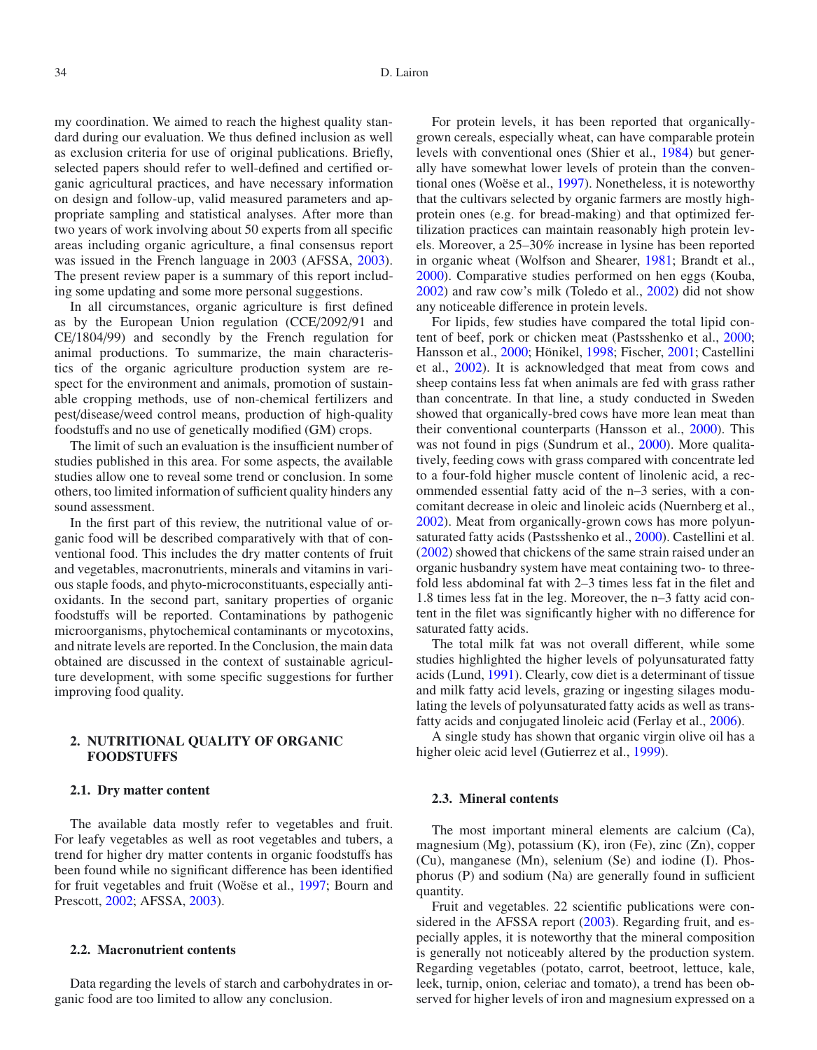my coordination. We aimed to reach the highest quality standard during our evaluation. We thus defined inclusion as well as exclusion criteria for use of original publications. Briefly, selected papers should refer to well-defined and certified organic agricultural practices, and have necessary information on design and follow-up, valid measured parameters and appropriate sampling and statistical analyses. After more than two years of work involving about 50 experts from all specific areas including organic agriculture, a final consensus report was issued in the French language in 2003 (AFSSA, 2003). The present review paper is a summary of this report including some updating and some more personal suggestions.

In all circumstances, organic agriculture is first defined as by the European Union regulation (CCE/2092/91 and CE/1804/99) and secondly by the French regulation for animal productions. To summarize, the main characteristics of the organic agriculture production system are respect for the environment and animals, promotion of sustainable cropping methods, use of non-chemical fertilizers and pest/disease/weed control means, production of high-quality foodstuffs and no use of genetically modified (GM) crops.

The limit of such an evaluation is the insufficient number of studies published in this area. For some aspects, the available studies allow one to reveal some trend or conclusion. In some others, too limited information of sufficient quality hinders any sound assessment.

In the first part of this review, the nutritional value of organic food will be described comparatively with that of conventional food. This includes the dry matter contents of fruit and vegetables, macronutrients, minerals and vitamins in various staple foods, and phyto-microconstituants, especially antioxidants. In the second part, sanitary properties of organic foodstuffs will be reported. Contaminations by pathogenic microorganisms, phytochemical contaminants or mycotoxins, and nitrate levels are reported. In the Conclusion, the main data obtained are discussed in the context of sustainable agriculture development, with some specific suggestions for further improving food quality.

## 2. NUTRITIONAL QUALITY OF ORGANIC FOODSTUFFS

### 2.1. Dry matter content

The available data mostly refer to vegetables and fruit. For leafy vegetables as well as root vegetables and tubers, a trend for higher dry matter contents in organic foodstuffs has been found while no significant difference has been identified for fruit vegetables and fruit (Woëse et al., 1997; Bourn and Prescott, 2002; AFSSA, 2003).

### 2.2. Macronutrient contents

Data regarding the levels of starch and carbohydrates in organic food are too limited to allow any conclusion.

For protein levels, it has been reported that organically-grown cereals, especially wheat, can have comparable protein levels with conventional ones (Shier et al., 1984) but generally have somewhat lower levels of protein than the conventional ones (Woëse et al., 1997). Nonetheless, it is noteworthy that the cultivars selected by organic farmers are mostly high-protein ones (e.g. for bread-making) and that optimized fertilization practices can maintain reasonably high protein levels. Moreover, a 25–30% increase in lysine has been reported in organic wheat (Wolfson and Shearer, 1981; Brandt et al., 2000). Comparative studies performed on hen eggs (Kouba, 2002) and raw cow's milk (Toledo et al., 2002) did not show any noticeable difference in protein levels.

For lipids, few studies have compared the total lipid content of beef, pork or chicken meat (Pastsshenko et al., 2000; Hansson et al., 2000; Hönikel, 1998; Fischer, 2001; Castellini et al., 2002). It is acknowledged that meat from cows and sheep contains less fat when animals are fed with grass rather than concentrate. In that line, a study conducted in Sweden showed that organically-bred cows have more lean meat than their conventional counterparts (Hansson et al., 2000). This was not found in pigs (Sundrum et al., 2000). More qualitatively, feeding cows with grass compared with concentrate led to a four-fold higher muscle content of linolenic acid, a recommended essential fatty acid of the n–3 series, with a concomitant decrease in oleic and linoleic acids (Nuernberg et al., 2002). Meat from organically-grown cows has more polyunsaturated fatty acids (Pastsshenko et al., 2000). Castellini et al. (2002) showed that chickens of the same strain raised under an organic husbandry system have meat containing two- to three-fold less abdominal fat with 2–3 times less fat in the filet and 1.8 times less fat in the leg. Moreover, the n–3 fatty acid content in the filet was significantly higher with no difference for saturated fatty acids.

The total milk fat was not overall different, while some studies highlighted the higher levels of polyunsaturated fatty acids (Lund, 1991). Clearly, cow diet is a determinant of tissue and milk fatty acid levels, grazing or ingesting silages modulating the levels of polyunsaturated fatty acids as well as trans-fatty acids and conjugated linoleic acid (Ferlay et al., 2006).

A single study has shown that organic virgin olive oil has a higher oleic acid level (Gutierrez et al., 1999).

### 2.3. Mineral contents

The most important mineral elements are calcium (Ca), magnesium (Mg), potassium (K), iron (Fe), zinc (Zn), copper (Cu), manganese (Mn), selenium (Se) and iodine (I). Phosphorus (P) and sodium (Na) are generally found in sufficient quantity.

Fruit and vegetables. 22 scientific publications were considered in the AFSSA report (2003). Regarding fruit, and especially apples, it is noteworthy that the mineral composition is generally not noticeably altered by the production system. Regarding vegetables (potato, carrot, beetroot, lettuce, kale, leek, turnip, onion, celeriac and tomato), a trend has been observed for higher levels of iron and magnesium expressed on a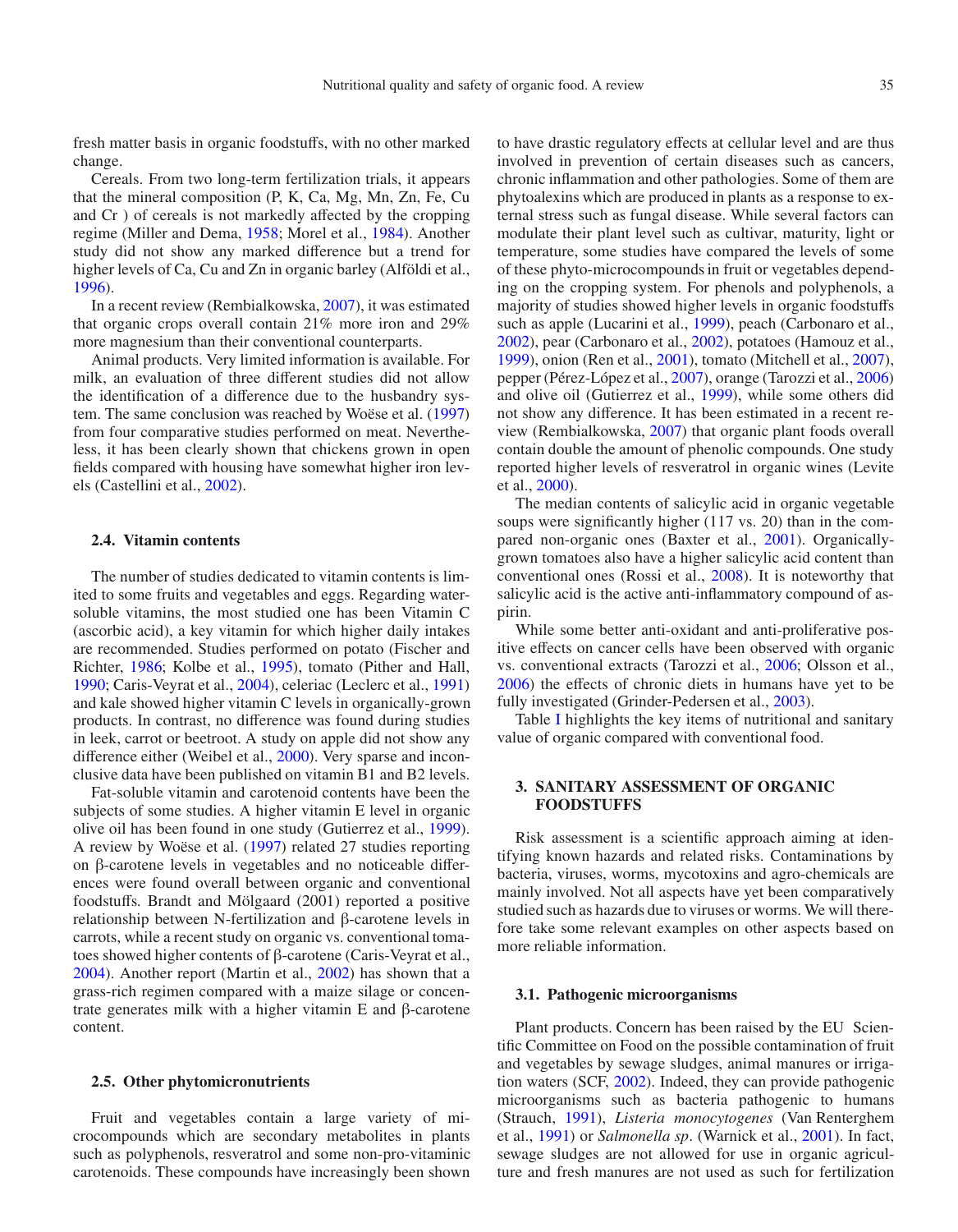fresh matter basis in organic foodstuffs, with no other marked change.

Cereals. From two long-term fertilization trials, it appears that the mineral composition (P, K, Ca, Mg, Mn, Zn, Fe, Cu and Cr ) of cereals is not markedly affected by the cropping regime (Miller and Dema, 1958; Morel et al., 1984). Another study did not show any marked difference but a trend for higher levels of Ca, Cu and Zn in organic barley (Alföldi et al., 1996).

In a recent review (Rembialkowska, 2007), it was estimated that organic crops overall contain 21% more iron and 29% more magnesium than their conventional counterparts.

Animal products. Very limited information is available. For milk, an evaluation of three different studies did not allow the identification of a difference due to the husbandry system. The same conclusion was reached by Woëse et al. (1997) from four comparative studies performed on meat. Nevertheless, it has been clearly shown that chickens grown in open fields compared with housing have somewhat higher iron levels (Castellini et al., 2002).

### 2.4. Vitamin contents

The number of studies dedicated to vitamin contents is limited to some fruits and vegetables and eggs. Regarding water-soluble vitamins, the most studied one has been Vitamin C (ascorbic acid), a key vitamin for which higher daily intakes are recommended. Studies performed on potato (Fischer and Richter, 1986; Kolbe et al., 1995), tomato (Pither and Hall, 1990; Caris-Veyrat et al., 2004), celeriac (Leclerc et al., 1991) and kale showed higher vitamin C levels in organically-grown products. In contrast, no difference was found during studies in leek, carrot or beetroot. A study on apple did not show any difference either (Weibel et al., 2000). Very sparse and inconclusive data have been published on vitamin B1 and B2 levels.

Fat-soluble vitamin and carotenoid contents have been the subjects of some studies. A higher vitamin E level in organic olive oil has been found in one study (Gutierrez et al., 1999). A review by Woëse et al. (1997) related 27 studies reporting on β-carotene levels in vegetables and no noticeable differences were found overall between organic and conventional foodstuffs. Brandt and Mölgaard (2001) reported a positive relationship between N-fertilization and β-carotene levels in carrots, while a recent study on organic vs. conventional tomatoes showed higher contents of β-carotene (Caris-Veyrat et al., 2004). Another report (Martin et al., 2002) has shown that a grass-rich regimen compared with a maize silage or concentrate generates milk with a higher vitamin E and β-carotene content.

### 2.5. Other phytomicronutrients

Fruit and vegetables contain a large variety of microcompounds which are secondary metabolites in plants such as polyphenols, resveratrol and some non-pro-vitaminic carotenoids. These compounds have increasingly been shown to have drastic regulatory effects at cellular level and are thus involved in prevention of certain diseases such as cancers, chronic inflammation and other pathologies. Some of them are phytoalexins which are produced in plants as a response to external stress such as fungal disease. While several factors can modulate their plant level such as cultivar, maturity, light or temperature, some studies have compared the levels of some of these phyto-microcompounds in fruit or vegetables depending on the cropping system. For phenols and polyphenols, a majority of studies showed higher levels in organic foodstuffs such as apple (Lucarini et al., 1999), peach (Carbonaro et al., 2002), pear (Carbonaro et al., 2002), potatoes (Hamouz et al., 1999), onion (Ren et al., 2001), tomato (Mitchell et al., 2007), pepper (Pérez-López et al., 2007), orange (Tarozzi et al., 2006) and olive oil (Gutierrez et al., 1999), while some others did not show any difference. It has been estimated in a recent review (Rembialkowska, 2007) that organic plant foods overall contain double the amount of phenolic compounds. One study reported higher levels of resveratrol in organic wines (Levite et al., 2000).

The median contents of salicylic acid in organic vegetable soups were significantly higher (117 vs. 20) than in the compared non-organic ones (Baxter et al., 2001). Organically-grown tomatoes also have a higher salicylic acid content than conventional ones (Rossi et al., 2008). It is noteworthy that salicylic acid is the active anti-inflammatory compound of aspirin.

While some better anti-oxidant and anti-proliferative positive effects on cancer cells have been observed with organic vs. conventional extracts (Tarozzi et al., 2006; Olsson et al., 2006) the effects of chronic diets in humans have yet to be fully investigated (Grinder-Pedersen et al., 2003).

Table I highlights the key items of nutritional and sanitary value of organic compared with conventional food.

## 3. SANITARY ASSESSMENT OF ORGANIC FOODSTUFFS

Risk assessment is a scientific approach aiming at identifying known hazards and related risks. Contaminations by bacteria, viruses, worms, mycotoxins and agro-chemicals are mainly involved. Not all aspects have yet been comparatively studied such as hazards due to viruses or worms. We will therefore take some relevant examples on other aspects based on more reliable information.

### 3.1. Pathogenic microorganisms

Plant products. Concern has been raised by the EU Scientific Committee on Food on the possible contamination of fruit and vegetables by sewage sludges, animal manures or irrigation waters (SCF, 2002). Indeed, they can provide pathogenic microorganisms such as bacteria pathogenic to humans (Strauch, 1991), *Listeria monocytogenes* (Van Renterghem et al., 1991) or *Salmonella sp*. (Warnick et al., 2001). In fact, sewage sludges are not allowed for use in organic agriculture and fresh manures are not used as such for fertilization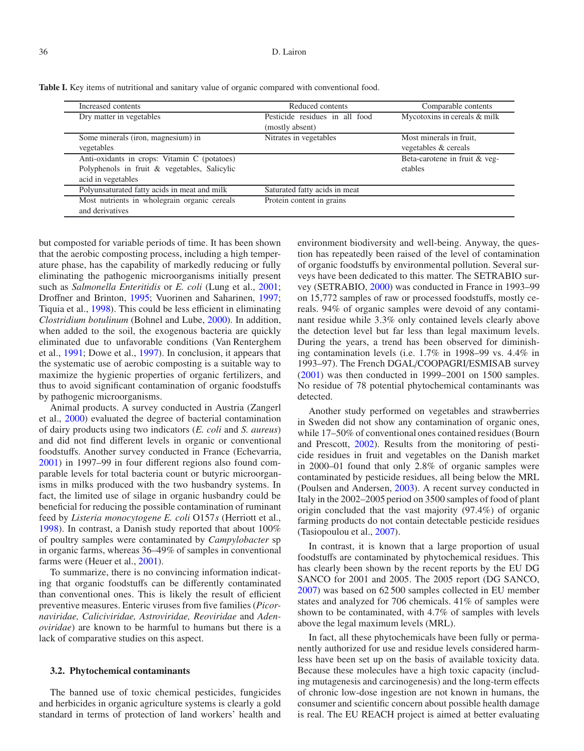**Table I.** Key items of nutritional and sanitary value of organic compared with conventional food.

| Increased contents | Reduced contents | Comparable contents |
|---|---|---|
| Dry matter in vegetables | Pesticide residues in all food (mostly absent) | Mycotoxins in cereals & milk |
| Some minerals (iron, magnesium) in vegetables | Nitrates in vegetables | Most minerals in fruit, vegetables & cereals |
| Anti-oxidants in crops: Vitamin C (potatoes) Polyphenols in fruit & vegetables, Salicylic acid in vegetables | | Beta-carotene in fruit & vegetables |
| Polyunsaturated fatty acids in meat and milk | Saturated fatty acids in meat | |
| Most nutrients in wholegrain organic cereals and derivatives | Protein content in grains | |

but composted for variable periods of time. It has been shown that the aerobic composting process, including a high temperature phase, has the capability of markedly reducing or fully eliminating the pathogenic microorganisms initially present such as *Salmonella Enteritidis* or *E. coli* (Lung et al., 2001; Droffner and Brinton, 1995; Vuorinen and Saharinen, 1997; Tiquia et al., 1998). This could be less efficient in eliminating *Clostridium botulinum* (Bohnel and Lube, 2000). In addition, when added to the soil, the exogenous bacteria are quickly eliminated due to unfavorable conditions (Van Renterghem et al., 1991; Dowe et al., 1997). In conclusion, it appears that the systematic use of aerobic composting is a suitable way to maximize the hygienic properties of organic fertilizers, and thus to avoid significant contamination of organic foodstuffs by pathogenic microorganisms.

Animal products. A survey conducted in Austria (Zangerl et al., 2000) evaluated the degree of bacterial contamination of dairy products using two indicators (*E. coli* and *S. aureus*) and did not find different levels in organic or conventional foodstuffs. Another survey conducted in France (Echevarria, 2001) in 1997–99 in four different regions also found comparable levels for total bacteria count or butyric microorganisms in milks produced with the two husbandry systems. In fact, the limited use of silage in organic husbandry could be beneficial for reducing the possible contamination of ruminant feed by *Listeria monocytogene E. coli* O157*s* (Herriott et al., 1998). In contrast, a Danish study reported that about 100% of poultry samples were contaminated by *Campylobacter* sp in organic farms, whereas 36–49% of samples in conventional farms were (Heuer et al., 2001).

To summarize, there is no convincing information indicating that organic foodstuffs can be differently contaminated than conventional ones. This is likely the result of efficient preventive measures. Enteric viruses from five families (*Picornaviridae, Caliciviridae, Astroviridae, Reoviridae* and *Adenoviridae*) are known to be harmful to humans but there is a lack of comparative studies on this aspect.

### 3.2. Phytochemical contaminants

The banned use of toxic chemical pesticides, fungicides and herbicides in organic agriculture systems is clearly a gold standard in terms of protection of land workers' health and environment biodiversity and well-being. Anyway, the question has repeatedly been raised of the level of contamination of organic foodstuffs by environmental pollution. Several surveys have been dedicated to this matter. The SETRABIO survey (SETRABIO, 2000) was conducted in France in 1993–99 on 15,772 samples of raw or processed foodstuffs, mostly cereals. 94% of organic samples were devoid of any contaminant residue while 3.3% only contained levels clearly above the detection level but far less than legal maximum levels. During the years, a trend has been observed for diminishing contamination levels (i.e. 1.7% in 1998–99 vs. 4.4% in 1993–97). The French DGAL/COOPAGRI/ESMISAB survey (2001) was then conducted in 1999–2001 on 1500 samples. No residue of 78 potential phytochemical contaminants was detected.

Another study performed on vegetables and strawberries in Sweden did not show any contamination of organic ones, while 17–50% of conventional ones contained residues (Bourn and Prescott, 2002). Results from the monitoring of pesticide residues in fruit and vegetables on the Danish market in 2000–01 found that only 2.8% of organic samples were contaminated by pesticide residues, all being below the MRL (Poulsen and Andersen, 2003). A recent survey conducted in Italy in the 2002–2005 period on 3500 samples of food of plant origin concluded that the vast majority (97.4%) of organic farming products do not contain detectable pesticide residues (Tasiopoulou et al., 2007).

In contrast, it is known that a large proportion of usual foodstuffs are contaminated by phytochemical residues. This has clearly been shown by the recent reports by the EU DG SANCO for 2001 and 2005. The 2005 report (DG SANCO, 2007) was based on 62 500 samples collected in EU member states and analyzed for 706 chemicals. 41% of samples were shown to be contaminated, with 4.7% of samples with levels above the legal maximum levels (MRL).

In fact, all these phytochemicals have been fully or permanently authorized for use and residue levels considered harmless have been set up on the basis of available toxicity data. Because these molecules have a high toxic capacity (including mutagenesis and carcinogenesis) and the long-term effects of chronic low-dose ingestion are not known in humans, the consumer and scientific concern about possible health damage is real. The EU REACH project is aimed at better evaluating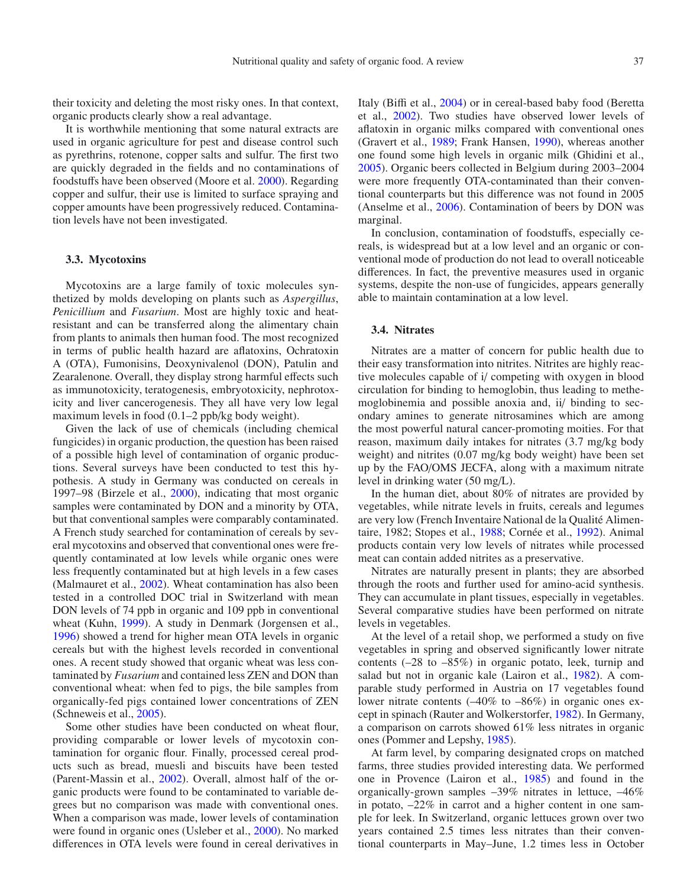their toxicity and deleting the most risky ones. In that context, organic products clearly show a real advantage.

It is worthwhile mentioning that some natural extracts are used in organic agriculture for pest and disease control such as pyrethrins, rotenone, copper salts and sulfur. The first two are quickly degraded in the fields and no contaminations of foodstuffs have been observed (Moore et al. 2000). Regarding copper and sulfur, their use is limited to surface spraying and copper amounts have been progressively reduced. Contamination levels have not been investigated.

### 3.3. Mycotoxins

Mycotoxins are a large family of toxic molecules synthetized by molds developing on plants such as *Aspergillus*, *Penicillium* and *Fusarium*. Most are highly toxic and heat-resistant and can be transferred along the alimentary chain from plants to animals then human food. The most recognized in terms of public health hazard are aflatoxins, Ochratoxin A (OTA), Fumonisins, Deoxynivalenol (DON), Patulin and Zearalenone. Overall, they display strong harmful effects such as immunotoxicity, teratogenesis, embryotoxicity, nephrotoxicity and liver cancerogenesis. They all have very low legal maximum levels in food (0.1–2 ppb/kg body weight).

Given the lack of use of chemicals (including chemical fungicides) in organic production, the question has been raised of a possible high level of contamination of organic productions. Several surveys have been conducted to test this hypothesis. A study in Germany was conducted on cereals in 1997–98 (Birzele et al., 2000), indicating that most organic samples were contaminated by DON and a minority by OTA, but that conventional samples were comparably contaminated. A French study searched for contamination of cereals by several mycotoxins and observed that conventional ones were frequently contaminated at low levels while organic ones were less frequently contaminated but at high levels in a few cases (Malmauret et al., 2002). Wheat contamination has also been tested in a controlled DOC trial in Switzerland with mean DON levels of 74 ppb in organic and 109 ppb in conventional wheat (Kuhn, 1999). A study in Denmark (Jorgensen et al., 1996) showed a trend for higher mean OTA levels in organic cereals but with the highest levels recorded in conventional ones. A recent study showed that organic wheat was less contaminated by *Fusarium* and contained less ZEN and DON than conventional wheat: when fed to pigs, the bile samples from organically-fed pigs contained lower concentrations of ZEN (Schneweis et al., 2005).

Some other studies have been conducted on wheat flour, providing comparable or lower levels of mycotoxin contamination for organic flour. Finally, processed cereal products such as bread, muesli and biscuits have been tested (Parent-Massin et al., 2002). Overall, almost half of the organic products were found to be contaminated to variable degrees but no comparison was made with conventional ones. When a comparison was made, lower levels of contamination were found in organic ones (Usleber et al., 2000). No marked differences in OTA levels were found in cereal derivatives in Italy (Biffi et al., 2004) or in cereal-based baby food (Beretta et al., 2002). Two studies have observed lower levels of aflatoxin in organic milks compared with conventional ones (Gravert et al., 1989; Frank Hansen, 1990), whereas another one found some high levels in organic milk (Ghidini et al., 2005). Organic beers collected in Belgium during 2003–2004 were more frequently OTA-contaminated than their conventional counterparts but this difference was not found in 2005 (Anselme et al., 2006). Contamination of beers by DON was marginal.

In conclusion, contamination of foodstuffs, especially cereals, is widespread but at a low level and an organic or conventional mode of production do not lead to overall noticeable differences. In fact, the preventive measures used in organic systems, despite the non-use of fungicides, appears generally able to maintain contamination at a low level.

### 3.4. Nitrates

Nitrates are a matter of concern for public health due to their easy transformation into nitrites. Nitrites are highly reactive molecules capable of i/ competing with oxygen in blood circulation for binding to hemoglobin, thus leading to methemoglobinemia and possible anoxia and, ii/ binding to secondary amines to generate nitrosamines which are among the most powerful natural cancer-promoting moities. For that reason, maximum daily intakes for nitrates (3.7 mg/kg body weight) and nitrites (0.07 mg/kg body weight) have been set up by the FAO/OMS JECFA, along with a maximum nitrate level in drinking water (50 mg/L).

In the human diet, about 80% of nitrates are provided by vegetables, while nitrate levels in fruits, cereals and legumes are very low (French Inventaire National de la Qualité Alimentaire, 1982; Stopes et al., 1988; Cornée et al., 1992). Animal products contain very low levels of nitrates while processed meat can contain added nitrites as a preservative.

Nitrates are naturally present in plants; they are absorbed through the roots and further used for amino-acid synthesis. They can accumulate in plant tissues, especially in vegetables. Several comparative studies have been performed on nitrate levels in vegetables.

At the level of a retail shop, we performed a study on five vegetables in spring and observed significantly lower nitrate contents (–28 to –85%) in organic potato, leek, turnip and salad but not in organic kale (Lairon et al., 1982). A comparable study performed in Austria on 17 vegetables found lower nitrate contents (–40% to –86%) in organic ones except in spinach (Rauter and Wolkerstorfer, 1982). In Germany, a comparison on carrots showed 61% less nitrates in organic ones (Pommer and Lepshy, 1985).

At farm level, by comparing designated crops on matched farms, three studies provided interesting data. We performed one in Provence (Lairon et al., 1985) and found in the organically-grown samples –39% nitrates in lettuce, –46% in potato, –22% in carrot and a higher content in one sample for leek. In Switzerland, organic lettuces grown over two years contained 2.5 times less nitrates than their conventional counterparts in May–June, 1.2 times less in October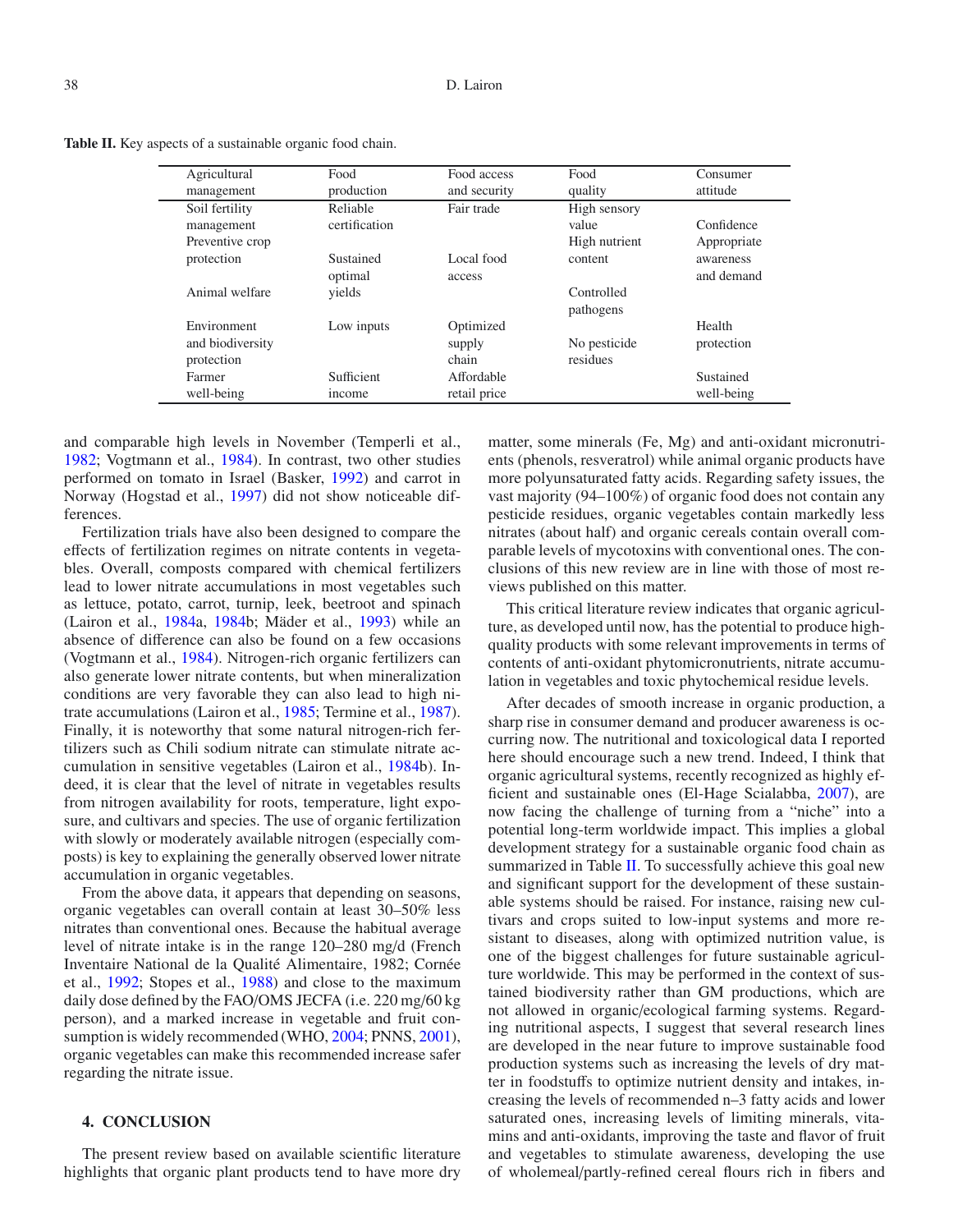**Table II.** Key aspects of a sustainable organic food chain.

| Agricultural management | Food production | Food access and security | Food quality | Consumer attitude |
|---|---|---|---|---|
| Soil fertility management | Reliable certification | Fair trade | High sensory value | Confidence |
| Preventive crop protection | Sustained optimal yields | Local food access | High nutrient content | Appropriate awareness and demand |
| Animal welfare | | | Controlled pathogens | |
| Environment and biodiversity protection | Low inputs | Optimized supply chain | No pesticide residues | Health protection |
| Farmer well-being | Sufficient income | Affordable retail price | | Sustained well-being |

and comparable high levels in November (Temperli et al., 1982; Vogtmann et al., 1984). In contrast, two other studies performed on tomato in Israel (Basker, 1992) and carrot in Norway (Hogstad et al., 1997) did not show noticeable differences.

Fertilization trials have also been designed to compare the effects of fertilization regimes on nitrate contents in vegetables. Overall, composts compared with chemical fertilizers lead to lower nitrate accumulations in most vegetables such as lettuce, potato, carrot, turnip, leek, beetroot and spinach (Lairon et al., 1984a, 1984b; Mäder et al., 1993) while an absence of difference can also be found on a few occasions (Vogtmann et al., 1984). Nitrogen-rich organic fertilizers can also generate lower nitrate contents, but when mineralization conditions are very favorable they can also lead to high nitrate accumulations (Lairon et al., 1985; Termine et al., 1987). Finally, it is noteworthy that some natural nitrogen-rich fertilizers such as Chili sodium nitrate can stimulate nitrate accumulation in sensitive vegetables (Lairon et al., 1984b). Indeed, it is clear that the level of nitrate in vegetables results from nitrogen availability for roots, temperature, light exposure, and cultivars and species. The use of organic fertilization with slowly or moderately available nitrogen (especially composts) is key to explaining the generally observed lower nitrate accumulation in organic vegetables.

From the above data, it appears that depending on seasons, organic vegetables can overall contain at least 30–50% less nitrates than conventional ones. Because the habitual average level of nitrate intake is in the range 120–280 mg/d (French Inventaire National de la Qualité Alimentaire, 1982; Cornée et al., 1992; Stopes et al., 1988) and close to the maximum daily dose defined by the FAO/OMS JECFA (i.e. 220 mg/60 kg person), and a marked increase in vegetable and fruit consumption is widely recommended (WHO, 2004; PNNS, 2001), organic vegetables can make this recommended increase safer regarding the nitrate issue.

## 4. CONCLUSION

The present review based on available scientific literature highlights that organic plant products tend to have more dry matter, some minerals (Fe, Mg) and anti-oxidant micronutrients (phenols, resveratrol) while animal organic products have more polyunsaturated fatty acids. Regarding safety issues, the vast majority (94–100%) of organic food does not contain any pesticide residues, organic vegetables contain markedly less nitrates (about half) and organic cereals contain overall comparable levels of mycotoxins with conventional ones. The conclusions of this new review are in line with those of most reviews published on this matter.

This critical literature review indicates that organic agriculture, as developed until now, has the potential to produce high-quality products with some relevant improvements in terms of contents of anti-oxidant phytomicronutrients, nitrate accumulation in vegetables and toxic phytochemical residue levels.

After decades of smooth increase in organic production, a sharp rise in consumer demand and producer awareness is occurring now. The nutritional and toxicological data I reported here should encourage such a new trend. Indeed, I think that organic agricultural systems, recently recognized as highly efficient and sustainable ones (El-Hage Scialabba, 2007), are now facing the challenge of turning from a "niche" into a potential long-term worldwide impact. This implies a global development strategy for a sustainable organic food chain as summarized in Table II. To successfully achieve this goal new and significant support for the development of these sustainable systems should be raised. For instance, raising new cultivars and crops suited to low-input systems and more resistant to diseases, along with optimized nutrition value, is one of the biggest challenges for future sustainable agriculture worldwide. This may be performed in the context of sustained biodiversity rather than GM productions, which are not allowed in organic/ecological farming systems. Regarding nutritional aspects, I suggest that several research lines are developed in the near future to improve sustainable food production systems such as increasing the levels of dry matter in foodstuffs to optimize nutrient density and intakes, increasing the levels of recommended n–3 fatty acids and lower saturated ones, increasing levels of limiting minerals, vitamins and anti-oxidants, improving the taste and flavor of fruit and vegetables to stimulate awareness, developing the use of wholemeal/partly-refined cereal flours rich in fibers and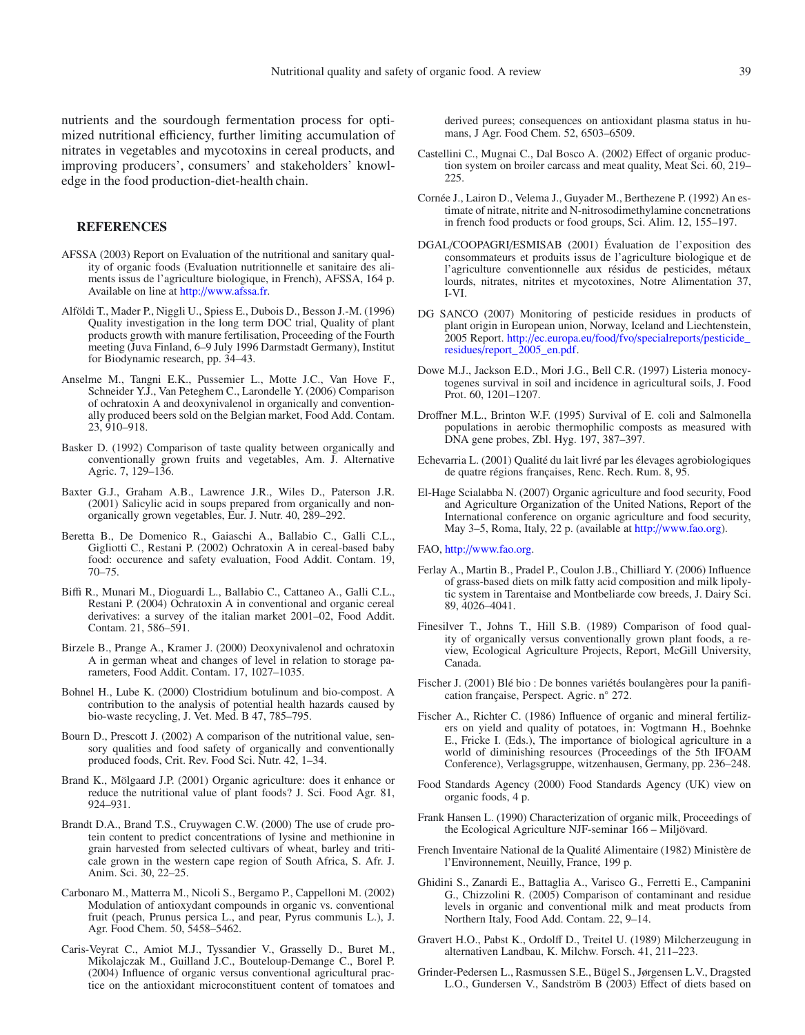nutrients and the sourdough fermentation process for optimized nutritional efficiency, further limiting accumulation of nitrates in vegetables and mycotoxins in cereal products, and improving producers', consumers' and stakeholders' knowledge in the food production-diet-health chain.

## REFERENCES

AFSSA (2003) Report on Evaluation of the nutritional and sanitary quality of organic foods (Evaluation nutritionnelle et sanitaire des aliments issus de l'agriculture biologique, in French), AFSSA, 164 p. Available on line at http://www.afssa.fr.

Alföldi T., Mader P., Niggli U., Spiess E., Dubois D., Besson J.-M. (1996) Quality investigation in the long term DOC trial, Quality of plant products growth with manure fertilisation, Proceeding of the Fourth meeting (Juva Finland, 6–9 July 1996 Darmstadt Germany), Institut for Biodynamic research, pp. 34–43.

Anselme M., Tangni E.K., Pussemier L., Motte J.C., Van Hove F., Schneider Y.J., Van Peteghem C., Larondelle Y. (2006) Comparison of ochratoxin A and deoxynivalenol in organically and conventionally produced beers sold on the Belgian market, Food Add. Contam. 23, 910–918.

Basker D. (1992) Comparison of taste quality between organically and conventionally grown fruits and vegetables, Am. J. Alternative Agric. 7, 129–136.

Baxter G.J., Graham A.B., Lawrence J.R., Wiles D., Paterson J.R. (2001) Salicylic acid in soups prepared from organically and non-organically grown vegetables, Eur. J. Nutr. 40, 289–292.

Beretta B., De Domenico R., Gaiaschi A., Ballabio C., Galli C.L., Gigliotti C., Restani P. (2002) Ochratoxin A in cereal-based baby food: occurence and safety evaluation, Food Addit. Contam. 19, 70–75.

Biffi R., Munari M., Dioguardi L., Ballabio C., Cattaneo A., Galli C.L., Restani P. (2004) Ochratoxin A in conventional and organic cereal derivatives: a survey of the italian market 2001–02, Food Addit. Contam. 21, 586–591.

Birzele B., Prange A., Kramer J. (2000) Deoxynivalenol and ochratoxin A in german wheat and changes of level in relation to storage parameters, Food Addit. Contam. 17, 1027–1035.

Bohnel H., Lube K. (2000) Clostridium botulinum and bio-compost. A contribution to the analysis of potential health hazards caused by bio-waste recycling, J. Vet. Med. B 47, 785–795.

Bourn D., Prescott J. (2002) A comparison of the nutritional value, sensory qualities and food safety of organically and conventionally produced foods, Crit. Rev. Food Sci. Nutr. 42, 1–34.

Brand K., Mölgaard J.P. (2001) Organic agriculture: does it enhance or reduce the nutritional value of plant foods? J. Sci. Food Agr. 81, 924–931.

Brandt D.A., Brand T.S., Cruywagen C.W. (2000) The use of crude protein content to predict concentrations of lysine and methionine in grain harvested from selected cultivars of wheat, barley and triticale grown in the western cape region of South Africa, S. Afr. J. Anim. Sci. 30, 22–25.

Carbonaro M., Matterra M., Nicoli S., Bergamo P., Cappelloni M. (2002) Modulation of antioxydant compounds in organic vs. conventional fruit (peach, Prunus persica L., and pear, Pyrus communis L.), J. Agr. Food Chem. 50, 5458–5462.

Caris-Veyrat C., Amiot M.J., Tyssandier V., Grasselly D., Buret M., Mikolajczak M., Guilland J.C., Bouteloup-Demange C., Borel P. (2004) Influence of organic versus conventional agricultural practice on the antioxidant microconstituent content of tomatoes and derived purees; consequences on antioxidant plasma status in humans, J Agr. Food Chem. 52, 6503–6509.

Castellini C., Mugnai C., Dal Bosco A. (2002) Effect of organic production system on broiler carcass and meat quality, Meat Sci. 60, 219–225.

Cornée J., Lairon D., Velema J., Guyader M., Berthezene P. (1992) An estimate of nitrate, nitrite and N-nitrosodimethylamine concnetrations in french food products or food groups, Sci. Alim. 12, 155–197.

DGAL/COOPAGRI/ESMISAB (2001) Évaluation de l'exposition des consommateurs et produits issus de l'agriculture biologique et de l'agriculture conventionnelle aux résidus de pesticides, métaux lourds, nitrates, nitrites et mycotoxines, Notre Alimentation 37, I-VI.

DG SANCO (2007) Monitoring of pesticide residues in products of plant origin in European union, Norway, Iceland and Liechtenstein, 2005 Report. http://ec.europa.eu/food/fvo/specialreports/pesticide_residues/report_2005_en.pdf.

Dowe M.J., Jackson E.D., Mori J.G., Bell C.R. (1997) Listeria monocytogenes survival in soil and incidence in agricultural soils, J. Food Prot. 60, 1201–1207.

Droffner M.L., Brinton W.F. (1995) Survival of E. coli and Salmonella populations in aerobic thermophilic composts as measured with DNA gene probes, Zbl. Hyg. 197, 387–397.

Echevarria L. (2001) Qualité du lait livré par les élevages agrobiologiques de quatre régions françaises, Renc. Rech. Rum. 8, 95.

El-Hage Scialabba N. (2007) Organic agriculture and food security, Food and Agriculture Organization of the United Nations, Report of the International conference on organic agriculture and food security, May 3–5, Roma, Italy, 22 p. (available at http://www.fao.org).

FAO, http://www.fao.org.

Ferlay A., Martin B., Pradel P., Coulon J.B., Chilliard Y. (2006) Influence of grass-based diets on milk fatty acid composition and milk lipolytic system in Tarentaise and Montbeliarde cow breeds, J. Dairy Sci. 89, 4026–4041.

Finesilver T., Johns T., Hill S.B. (1989) Comparison of food quality of organically versus conventionally grown plant foods, a review, Ecological Agriculture Projects, Report, McGill University, Canada.

Fischer J. (2001) Blé bio : De bonnes variétés boulangères pour la panification française, Perspect. Agric. n° 272.

Fischer A., Richter C. (1986) Influence of organic and mineral fertilizers on yield and quality of potatoes, in: Vogtmann H., Boehnke E., Fricke I. (Eds.), The importance of biological agriculture in a world of diminishing resources (Proceedings of the 5th IFOAM Conference), Verlagsgruppe, witzenhausen, Germany, pp. 236–248.

Food Standards Agency (2000) Food Standards Agency (UK) view on organic foods, 4 p.

Frank Hansen L. (1990) Characterization of organic milk, Proceedings of the Ecological Agriculture NJF-seminar 166 – Miljövard.

French Inventaire National de la Qualité Alimentaire (1982) Ministère de l'Environnement, Neuilly, France, 199 p.

Ghidini S., Zanardi E., Battaglia A., Varisco G., Ferretti E., Campanini G., Chizzolini R. (2005) Comparison of contaminant and residue levels in organic and conventional milk and meat products from Northern Italy, Food Add. Contam. 22, 9–14.

Gravert H.O., Pabst K., Ordolff D., Treitel U. (1989) Milcherzeugung in alternativen Landbau, K. Milchw. Forsch. 41, 211–223.

Grinder-Pedersen L., Rasmussen S.E., Bügel S., Jørgensen L.V., Dragsted L.O., Gundersen V., Sandström B (2003) Effect of diets based on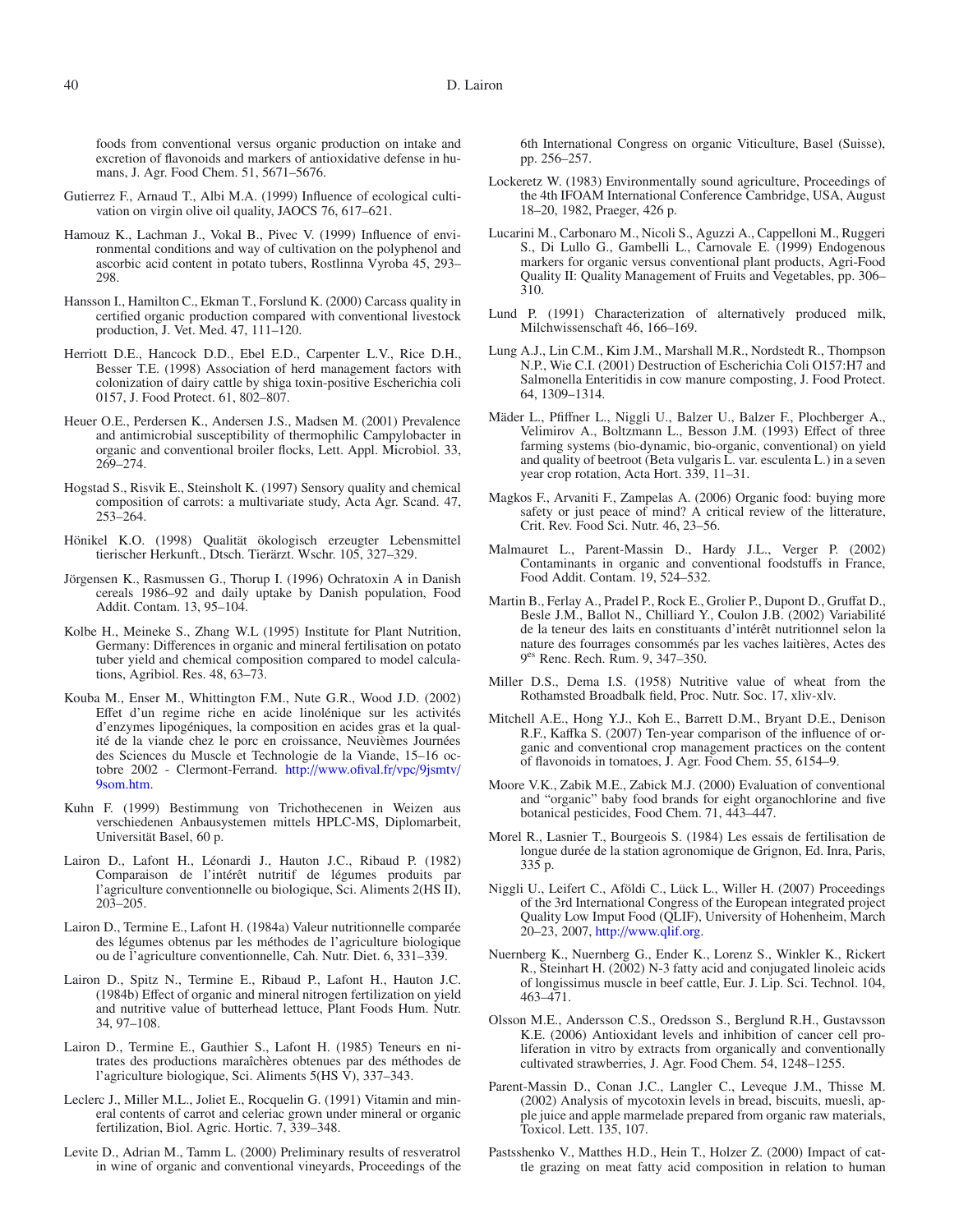foods from conventional versus organic production on intake and excretion of flavonoids and markers of antioxidative defense in humans, J. Agr. Food Chem. 51, 5671–5676.

Gutierrez F., Arnaud T., Albi M.A. (1999) Influence of ecological cultivation on virgin olive oil quality, JAOCS 76, 617–621.

Hamouz K., Lachman J., Vokal B., Pivec V. (1999) Influence of environmental conditions and way of cultivation on the polyphenol and ascorbic acid content in potato tubers, Rostlinna Vyroba 45, 293–298.

Hansson I., Hamilton C., Ekman T., Forslund K. (2000) Carcass quality in certified organic production compared with conventional livestock production, J. Vet. Med. 47, 111–120.

Herriott D.E., Hancock D.D., Ebel E.D., Carpenter L.V., Rice D.H., Besser T.E. (1998) Association of herd management factors with colonization of dairy cattle by shiga toxin-positive Escherichia coli 0157, J. Food Protect. 61, 802–807.

Heuer O.E., Perdersen K., Andersen J.S., Madsen M. (2001) Prevalence and antimicrobial susceptibility of thermophilic Campylobacter in organic and conventional broiler flocks, Lett. Appl. Microbiol. 33, 269–274.

Hogstad S., Risvik E., Steinsholt K. (1997) Sensory quality and chemical composition of carrots: a multivariate study, Acta Agr. Scand. 47, 253–264.

Hönikel K.O. (1998) Qualität ökologisch erzeugter Lebensmittel tierischer Herkunft., Dtsch. Tierärzt. Wschr. 105, 327–329.

Jörgensen K., Rasmussen G., Thorup I. (1996) Ochratoxin A in Danish cereals 1986–92 and daily uptake by Danish population, Food Addit. Contam. 13, 95–104.

Kolbe H., Meineke S., Zhang W.L (1995) Institute for Plant Nutrition, Germany: Differences in organic and mineral fertilisation on potato tuber yield and chemical composition compared to model calculations, Agribiol. Res. 48, 63–73.

Kouba M., Enser M., Whittington F.M., Nute G.R., Wood J.D. (2002) Effet d'un regime riche en acide linolénique sur les activités d'enzymes lipogéniques, la composition en acides gras et la qualité de la viande chez le porc en croissance, Neuvièmes Journées des Sciences du Muscle et Technologie de la Viande, 15–16 octobre 2002 - Clermont-Ferrand. http://www.ofival.fr/vpc/9jsmtv/9som.htm.

Kuhn F. (1999) Bestimmung von Trichothecenen in Weizen aus verschiedenen Anbausystemen mittels HPLC-MS, Diplomarbeit, Universität Basel, 60 p.

Lairon D., Lafont H., Léonardi J., Hauton J.C., Ribaud P. (1982) Comparaison de l'intérêt nutritif de légumes produits par l'agriculture conventionnelle ou biologique, Sci. Aliments 2(HS II), 203–205.

Lairon D., Termine E., Lafont H. (1984a) Valeur nutritionnelle comparée des légumes obtenus par les méthodes de l'agriculture biologique ou de l'agriculture conventionnelle, Cah. Nutr. Diet. 6, 331–339.

Lairon D., Spitz N., Termine E., Ribaud P., Lafont H., Hauton J.C. (1984b) Effect of organic and mineral nitrogen fertilization on yield and nutritive value of butterhead lettuce, Plant Foods Hum. Nutr. 34, 97–108.

Lairon D., Termine E., Gauthier S., Lafont H. (1985) Teneurs en nitrates des productions maraîchères obtenues par des méthodes de l'agriculture biologique, Sci. Aliments 5(HS V), 337–343.

Leclerc J., Miller M.L., Joliet E., Rocquelin G. (1991) Vitamin and mineral contents of carrot and celeriac grown under mineral or organic fertilization, Biol. Agric. Hortic. 7, 339–348.

Levite D., Adrian M., Tamm L. (2000) Preliminary results of resveratrol in wine of organic and conventional vineyards, Proceedings of the 6th International Congress on organic Viticulture, Basel (Suisse), pp. 256–257.

Lockeretz W. (1983) Environmentally sound agriculture, Proceedings of the 4th IFOAM International Conference Cambridge, USA, August 18–20, 1982, Praeger, 426 p.

Lucarini M., Carbonaro M., Nicoli S., Aguzzi A., Cappelloni M., Ruggeri S., Di Lullo G., Gambelli L., Carnovale E. (1999) Endogenous markers for organic versus conventional plant products, Agri-Food Quality II: Quality Management of Fruits and Vegetables, pp. 306–310.

Lund P. (1991) Characterization of alternatively produced milk, Milchwissenschaft 46, 166–169.

Lung A.J., Lin C.M., Kim J.M., Marshall M.R., Nordstedt R., Thompson N.P., Wie C.I. (2001) Destruction of Escherichia Coli O157:H7 and Salmonella Enteritidis in cow manure composting, J. Food Protect. 64, 1309–1314.

Mäder L., Pfiffner L., Niggli U., Balzer U., Balzer F., Plochberger A., Velimirov A., Boltzmann L., Besson J.M. (1993) Effect of three farming systems (bio-dynamic, bio-organic, conventional) on yield and quality of beetroot (Beta vulgaris L. var. esculenta L.) in a seven year crop rotation, Acta Hort. 339, 11–31.

Magkos F., Arvaniti F., Zampelas A. (2006) Organic food: buying more safety or just peace of mind? A critical review of the litterature, Crit. Rev. Food Sci. Nutr. 46, 23–56.

Malmauret L., Parent-Massin D., Hardy J.L., Verger P. (2002) Contaminants in organic and conventional foodstuffs in France, Food Addit. Contam. 19, 524–532.

Martin B., Ferlay A., Pradel P., Rock E., Grolier P., Dupont D., Gruffat D., Besle J.M., Ballot N., Chilliard Y., Coulon J.B. (2002) Variabilité de la teneur des laits en constituants d'intérêt nutritionnel selon la nature des fourrages consommés par les vaches laitières, Actes des 9[es] Renc. Rech. Rum. 9, 347–350.

Miller D.S., Dema I.S. (1958) Nutritive value of wheat from the Rothamsted Broadbalk field, Proc. Nutr. Soc. 17, xliv-xlv.

Mitchell A.E., Hong Y.J., Koh E., Barrett D.M., Bryant D.E., Denison R.F., Kaffka S. (2007) Ten-year comparison of the influence of organic and conventional crop management practices on the content of flavonoids in tomatoes, J. Agr. Food Chem. 55, 6154–9.

Moore V.K., Zabik M.E., Zabick M.J. (2000) Evaluation of conventional and "organic" baby food brands for eight organochlorine and five botanical pesticides, Food Chem. 71, 443–447.

Morel R., Lasnier T., Bourgeois S. (1984) Les essais de fertilisation de longue durée de la station agronomique de Grignon, Ed. Inra, Paris, 335 p.

Niggli U., Leifert C., Aföldi C., Lück L., Willer H. (2007) Proceedings of the 3rd International Congress of the European integrated project Quality Low Imput Food (QLIF), University of Hohenheim, March 20–23, 2007, http://www.qlif.org.

Nuernberg K., Nuernberg G., Ender K., Lorenz S., Winkler K., Rickert R., Steinhart H. (2002) N-3 fatty acid and conjugated linoleic acids of longissimus muscle in beef cattle, Eur. J. Lip. Sci. Technol. 104, 463–471.

Olsson M.E., Andersson C.S., Oredsson S., Berglund R.H., Gustavsson K.E. (2006) Antioxidant levels and inhibition of cancer cell proliferation in vitro by extracts from organically and conventionally cultivated strawberries, J. Agr. Food Chem. 54, 1248–1255.

Parent-Massin D., Conan J.C., Langler C., Leveque J.M., Thisse M. (2002) Analysis of mycotoxin levels in bread, biscuits, muesli, apple juice and apple marmelade prepared from organic raw materials, Toxicol. Lett. 135, 107.

Pastsshenko V., Matthes H.D., Hein T., Holzer Z. (2000) Impact of cattle grazing on meat fatty acid composition in relation to human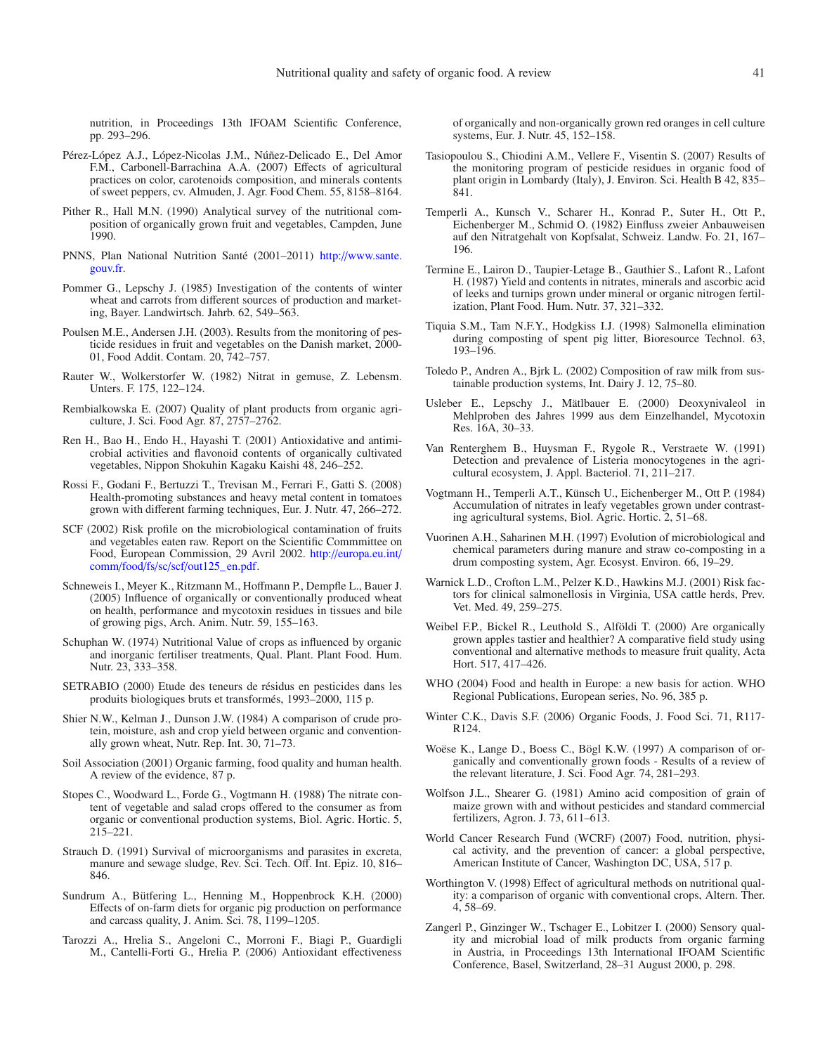nutrition, in Proceedings 13th IFOAM Scientific Conference, pp. 293–296.

Pérez-López A.J., López-Nicolas J.M., Núñez-Delicado E., Del Amor F.M., Carbonell-Barrachina A.A. (2007) Effects of agricultural practices on color, carotenoids composition, and minerals contents of sweet peppers, cv. Almuden, J. Agr. Food Chem. 55, 8158–8164.

Pither R., Hall M.N. (1990) Analytical survey of the nutritional composition of organically grown fruit and vegetables, Campden, June 1990.

PNNS, Plan National Nutrition Santé (2001–2011) http://www.sante.gouv.fr.

Pommer G., Lepschy J. (1985) Investigation of the contents of winter wheat and carrots from different sources of production and marketing, Bayer. Landwirtsch. Jahrb. 62, 549–563.

Poulsen M.E., Andersen J.H. (2003). Results from the monitoring of pesticide residues in fruit and vegetables on the Danish market, 2000-01, Food Addit. Contam. 20, 742–757.

Rauter W., Wolkerstorfer W. (1982) Nitrat in gemuse, Z. Lebensm. Unters. F. 175, 122–124.

Rembialkowska E. (2007) Quality of plant products from organic agriculture, J. Sci. Food Agr. 87, 2757–2762.

Ren H., Bao H., Endo H., Hayashi T. (2001) Antioxidative and antimicrobial activities and flavonoid contents of organically cultivated vegetables, Nippon Shokuhin Kagaku Kaishi 48, 246–252.

Rossi F., Godani F., Bertuzzi T., Trevisan M., Ferrari F., Gatti S. (2008) Health-promoting substances and heavy metal content in tomatoes grown with different farming techniques, Eur. J. Nutr. 47, 266–272.

SCF (2002) Risk profile on the microbiological contamination of fruits and vegetables eaten raw. Report on the Scientific Commmittee on Food, European Commission, 29 Avril 2002. http://europa.eu.int/comm/food/fs/sc/scf/out125_en.pdf.

Schneweis I., Meyer K., Ritzmann M., Hoffmann P., Dempfle L., Bauer J. (2005) Influence of organically or conventionally produced wheat on health, performance and mycotoxin residues in tissues and bile of growing pigs, Arch. Anim. Nutr. 59, 155–163.

Schuphan W. (1974) Nutritional Value of crops as influenced by organic and inorganic fertiliser treatments, Qual. Plant. Plant Food. Hum. Nutr. 23, 333–358.

SETRABIO (2000) Etude des teneurs de résidus en pesticides dans les produits biologiques bruts et transformés, 1993–2000, 115 p.

Shier N.W., Kelman J., Dunson J.W. (1984) A comparison of crude protein, moisture, ash and crop yield between organic and conventionally grown wheat, Nutr. Rep. Int. 30, 71–73.

Soil Association (2001) Organic farming, food quality and human health. A review of the evidence, 87 p.

Stopes C., Woodward L., Forde G., Vogtmann H. (1988) The nitrate content of vegetable and salad crops offered to the consumer as from organic or conventional production systems, Biol. Agric. Hortic. 5, 215–221.

Strauch D. (1991) Survival of microorganisms and parasites in excreta, manure and sewage sludge, Rev. Sci. Tech. Off. Int. Epiz. 10, 816–846.

Sundrum A., Bütfering L., Henning M., Hoppenbrock K.H. (2000) Effects of on-farm diets for organic pig production on performance and carcass quality, J. Anim. Sci. 78, 1199–1205.

Tarozzi A., Hrelia S., Angeloni C., Morroni F., Biagi P., Guardigli M., Cantelli-Forti G., Hrelia P. (2006) Antioxidant effectiveness of organically and non-organically grown red oranges in cell culture systems, Eur. J. Nutr. 45, 152–158.

Tasiopoulou S., Chiodini A.M., Vellere F., Visentin S. (2007) Results of the monitoring program of pesticide residues in organic food of plant origin in Lombardy (Italy), J. Environ. Sci. Health B 42, 835–841.

Temperli A., Kunsch V., Scharer H., Konrad P., Suter H., Ott P., Eichenberger M., Schmid O. (1982) Einfluss zweier Anbauweisen auf den Nitratgehalt von Kopfsalat, Schweiz. Landw. Fo. 21, 167–196.

Termine E., Lairon D., Taupier-Letage B., Gauthier S., Lafont R., Lafont H. (1987) Yield and contents in nitrates, minerals and ascorbic acid of leeks and turnips grown under mineral or organic nitrogen fertilization, Plant Food. Hum. Nutr. 37, 321–332.

Tiquia S.M., Tam N.F.Y., Hodgkiss I.J. (1998) Salmonella elimination during composting of spent pig litter, Bioresource Technol. 63, 193–196.

Toledo P., Andren A., Bjrk L. (2002) Composition of raw milk from sustainable production systems, Int. Dairy J. 12, 75–80.

Usleber E., Lepschy J., Mätlbauer E. (2000) Deoxynivaleol in Mehlproben des Jahres 1999 aus dem Einzelhandel, Mycotoxin Res. 16A, 30–33.

Van Renterghem B., Huysman F., Rygole R., Verstraete W. (1991) Detection and prevalence of Listeria monocytogenes in the agricultural ecosystem, J. Appl. Bacteriol. 71, 211–217.

Vogtmann H., Temperli A.T., Künsch U., Eichenberger M., Ott P. (1984) Accumulation of nitrates in leafy vegetables grown under contrasting agricultural systems, Biol. Agric. Hortic. 2, 51–68.

Vuorinen A.H., Saharinen M.H. (1997) Evolution of microbiological and chemical parameters during manure and straw co-composting in a drum composting system, Agr. Ecosyst. Environ. 66, 19–29.

Warnick L.D., Crofton L.M., Pelzer K.D., Hawkins M.J. (2001) Risk factors for clinical salmonellosis in Virginia, USA cattle herds, Prev. Vet. Med. 49, 259–275.

Weibel F.P., Bickel R., Leuthold S., Alföldi T. (2000) Are organically grown apples tastier and healthier? A comparative field study using conventional and alternative methods to measure fruit quality, Acta Hort. 517, 417–426.

WHO (2004) Food and health in Europe: a new basis for action. WHO Regional Publications, European series, No. 96, 385 p.

Winter C.K., Davis S.F. (2006) Organic Foods, J. Food Sci. 71, R117-R124.

Woëse K., Lange D., Boess C., Bögl K.W. (1997) A comparison of organically and conventionally grown foods - Results of a review of the relevant literature, J. Sci. Food Agr. 74, 281–293.

Wolfson J.L., Shearer G. (1981) Amino acid composition of grain of maize grown with and without pesticides and standard commercial fertilizers, Agron. J. 73, 611–613.

World Cancer Research Fund (WCRF) (2007) Food, nutrition, physical activity, and the prevention of cancer: a global perspective, American Institute of Cancer, Washington DC, USA, 517 p.

Worthington V. (1998) Effect of agricultural methods on nutritional quality: a comparison of organic with conventional crops, Altern. Ther. 4, 58–69.

Zangerl P., Ginzinger W., Tschager E., Lobitzer I. (2000) Sensory quality and microbial load of milk products from organic farming in Austria, in Proceedings 13th International IFOAM Scientific Conference, Basel, Switzerland, 28–31 August 2000, p. 298.